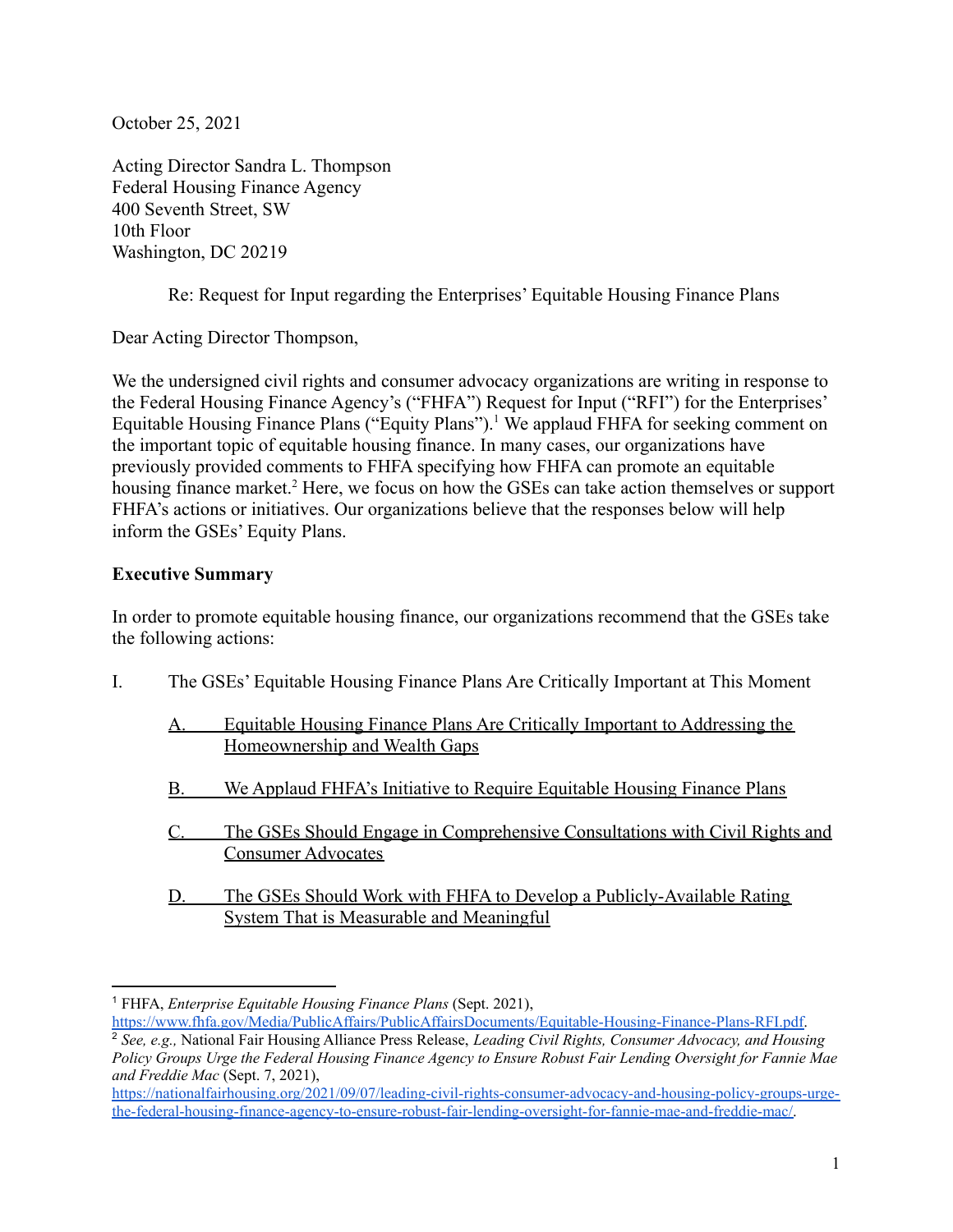October 25, 2021

Acting Director Sandra L. Thompson
Federal Housing Finance Agency
400 Seventh Street, SW
10th Floor
Washington, DC 20219

Re: Request for Input regarding the Enterprises' Equitable Housing Finance Plans

Dear Acting Director Thompson,

We the undersigned civil rights and consumer advocacy organizations are writing in response to the Federal Housing Finance Agency's ("FHFA") Request for Input ("RFI") for the Enterprises' Equitable Housing Finance Plans ("Equity Plans").[1] We applaud FHFA for seeking comment on the important topic of equitable housing finance. In many cases, our organizations have previously provided comments to FHFA specifying how FHFA can promote an equitable housing finance market.[2] Here, we focus on how the GSEs can take action themselves or support FHFA's actions or initiatives. Our organizations believe that the responses below will help inform the GSEs' Equity Plans.

**Executive Summary**

In order to promote equitable housing finance, our organizations recommend that the GSEs take the following actions:

I. The GSEs' Equitable Housing Finance Plans Are Critically Important at This Moment

   A. Equitable Housing Finance Plans Are Critically Important to Addressing the Homeownership and Wealth Gaps

   B. We Applaud FHFA's Initiative to Require Equitable Housing Finance Plans

   C. The GSEs Should Engage in Comprehensive Consultations with Civil Rights and Consumer Advocates

   D. The GSEs Should Work with FHFA to Develop a Publicly-Available Rating System That is Measurable and Meaningful

---

[1] FHFA, *Enterprise Equitable Housing Finance Plans* (Sept. 2021), https://www.fhfa.gov/Media/PublicAffairs/PublicAffairsDocuments/Equitable-Housing-Finance-Plans-RFI.pdf.

[2] *See, e.g.,* National Fair Housing Alliance Press Release, *Leading Civil Rights, Consumer Advocacy, and Housing Policy Groups Urge the Federal Housing Finance Agency to Ensure Robust Fair Lending Oversight for Fannie Mae and Freddie Mac* (Sept. 7, 2021), https://nationalfairhousing.org/2021/09/07/leading-civil-rights-consumer-advocacy-and-housing-policy-groups-urge-the-federal-housing-finance-agency-to-ensure-robust-fair-lending-oversight-for-fannie-mae-and-freddie-mac/.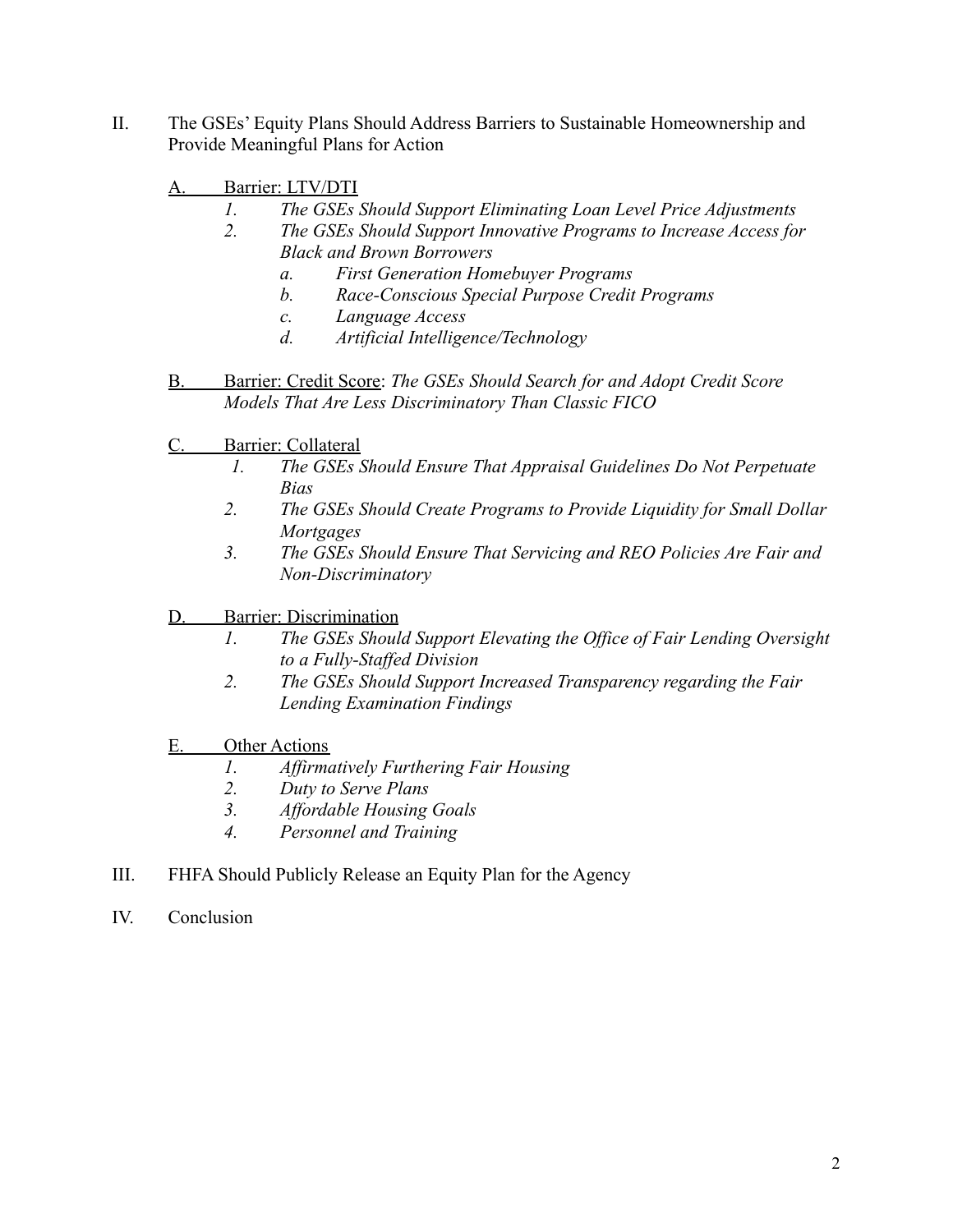II. The GSEs' Equity Plans Should Address Barriers to Sustainable Homeownership and Provide Meaningful Plans for Action

   A. Barrier: LTV/DTI
      1. *The GSEs Should Support Eliminating Loan Level Price Adjustments*
      2. *The GSEs Should Support Innovative Programs to Increase Access for Black and Brown Borrowers*
         a. *First Generation Homebuyer Programs*
         b. *Race-Conscious Special Purpose Credit Programs*
         c. *Language Access*
         d. *Artificial Intelligence/Technology*

   B. Barrier: Credit Score: *The GSEs Should Search for and Adopt Credit Score Models That Are Less Discriminatory Than Classic FICO*

   C. Barrier: Collateral
      1. *The GSEs Should Ensure That Appraisal Guidelines Do Not Perpetuate Bias*
      2. *The GSEs Should Create Programs to Provide Liquidity for Small Dollar Mortgages*
      3. *The GSEs Should Ensure That Servicing and REO Policies Are Fair and Non-Discriminatory*

   D. Barrier: Discrimination
      1. *The GSEs Should Support Elevating the Office of Fair Lending Oversight to a Fully-Staffed Division*
      2. *The GSEs Should Support Increased Transparency regarding the Fair Lending Examination Findings*

   E. Other Actions
      1. *Affirmatively Furthering Fair Housing*
      2. *Duty to Serve Plans*
      3. *Affordable Housing Goals*
      4. *Personnel and Training*

III. FHFA Should Publicly Release an Equity Plan for the Agency

IV. Conclusion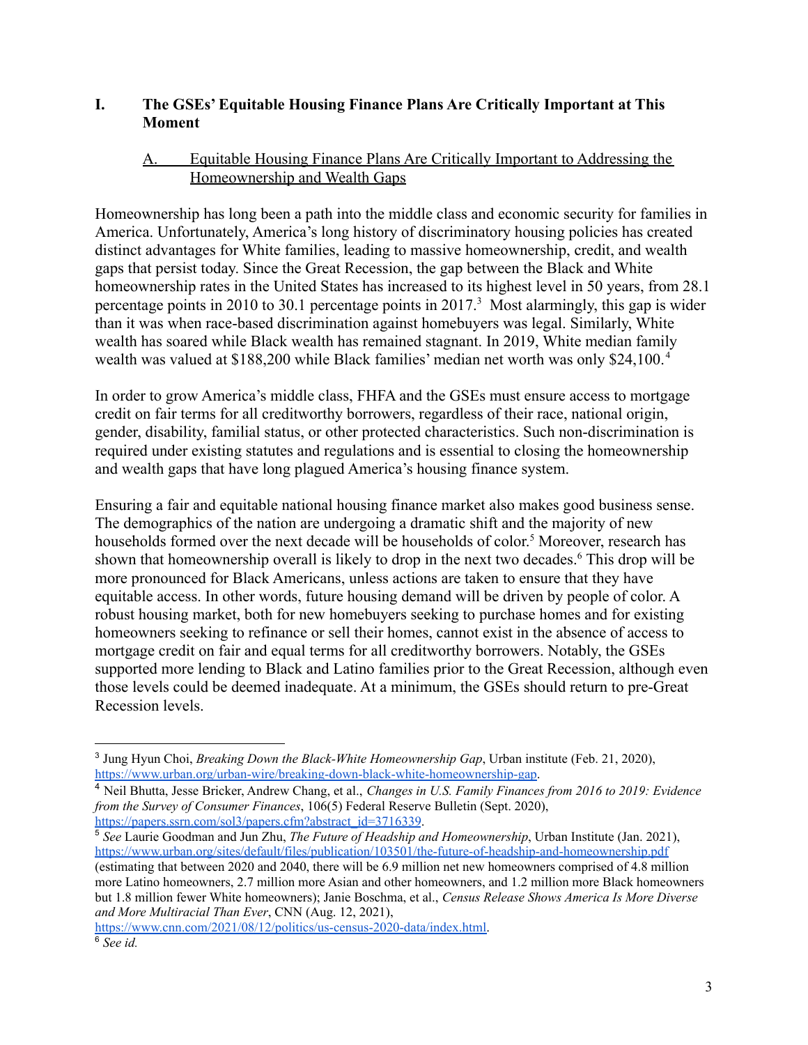## I. The GSEs' Equitable Housing Finance Plans Are Critically Important at This Moment

### A. Equitable Housing Finance Plans Are Critically Important to Addressing the Homeownership and Wealth Gaps

Homeownership has long been a path into the middle class and economic security for families in America. Unfortunately, America's long history of discriminatory housing policies has created distinct advantages for White families, leading to massive homeownership, credit, and wealth gaps that persist today. Since the Great Recession, the gap between the Black and White homeownership rates in the United States has increased to its highest level in 50 years, from 28.1 percentage points in 2010 to 30.1 percentage points in 2017.[3] Most alarmingly, this gap is wider than it was when race-based discrimination against homebuyers was legal. Similarly, White wealth has soared while Black wealth has remained stagnant. In 2019, White median family wealth was valued at $188,200 while Black families' median net worth was only $24,100.[4]

In order to grow America's middle class, FHFA and the GSEs must ensure access to mortgage credit on fair terms for all creditworthy borrowers, regardless of their race, national origin, gender, disability, familial status, or other protected characteristics. Such non-discrimination is required under existing statutes and regulations and is essential to closing the homeownership and wealth gaps that have long plagued America's housing finance system.

Ensuring a fair and equitable national housing finance market also makes good business sense. The demographics of the nation are undergoing a dramatic shift and the majority of new households formed over the next decade will be households of color.[5] Moreover, research has shown that homeownership overall is likely to drop in the next two decades.[6] This drop will be more pronounced for Black Americans, unless actions are taken to ensure that they have equitable access. In other words, future housing demand will be driven by people of color. A robust housing market, both for new homebuyers seeking to purchase homes and for existing homeowners seeking to refinance or sell their homes, cannot exist in the absence of access to mortgage credit on fair and equal terms for all creditworthy borrowers. Notably, the GSEs supported more lending to Black and Latino families prior to the Great Recession, although even those levels could be deemed inadequate. At a minimum, the GSEs should return to pre-Great Recession levels.

---

[3] Jung Hyun Choi, *Breaking Down the Black-White Homeownership Gap*, Urban institute (Feb. 21, 2020), https://www.urban.org/urban-wire/breaking-down-black-white-homeownership-gap.

[4] Neil Bhutta, Jesse Bricker, Andrew Chang, et al., *Changes in U.S. Family Finances from 2016 to 2019: Evidence from the Survey of Consumer Finances*, 106(5) Federal Reserve Bulletin (Sept. 2020), https://papers.ssrn.com/sol3/papers.cfm?abstract_id=3716339.

[5] *See* Laurie Goodman and Jun Zhu, *The Future of Headship and Homeownership*, Urban Institute (Jan. 2021), https://www.urban.org/sites/default/files/publication/103501/the-future-of-headship-and-homeownership.pdf (estimating that between 2020 and 2040, there will be 6.9 million net new homeowners comprised of 4.8 million more Latino homeowners, 2.7 million more Asian and other homeowners, and 1.2 million more Black homeowners but 1.8 million fewer White homeowners); Janie Boschma, et al., *Census Release Shows America Is More Diverse and More Multiracial Than Ever*, CNN (Aug. 12, 2021), https://www.cnn.com/2021/08/12/politics/us-census-2020-data/index.html.

[6] *See id.*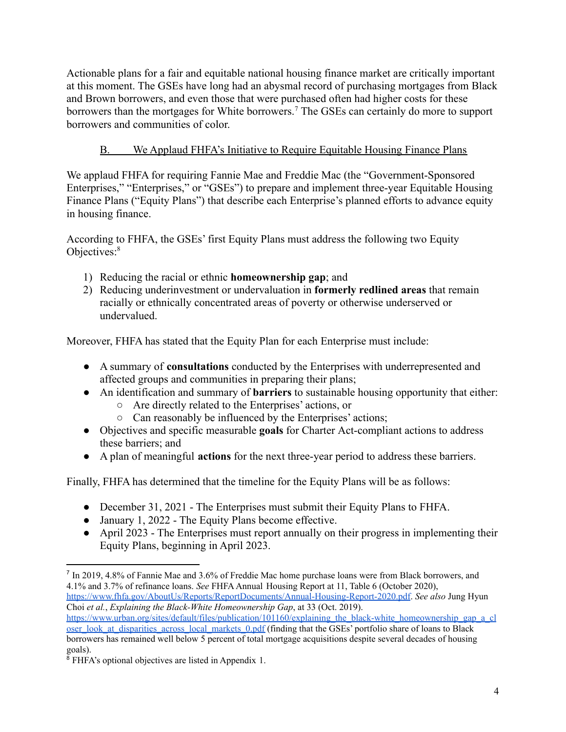Actionable plans for a fair and equitable national housing finance market are critically important at this moment. The GSEs have long had an abysmal record of purchasing mortgages from Black and Brown borrowers, and even those that were purchased often had higher costs for these borrowers than the mortgages for White borrowers.[7] The GSEs can certainly do more to support borrowers and communities of color.

### B. We Applaud FHFA's Initiative to Require Equitable Housing Finance Plans

We applaud FHFA for requiring Fannie Mae and Freddie Mac (the "Government-Sponsored Enterprises," "Enterprises," or "GSEs") to prepare and implement three-year Equitable Housing Finance Plans ("Equity Plans") that describe each Enterprise's planned efforts to advance equity in housing finance.

According to FHFA, the GSEs' first Equity Plans must address the following two Equity Objectives:[8]

1) Reducing the racial or ethnic **homeownership gap**; and
2) Reducing underinvestment or undervaluation in **formerly redlined areas** that remain racially or ethnically concentrated areas of poverty or otherwise underserved or undervalued.

Moreover, FHFA has stated that the Equity Plan for each Enterprise must include:

- A summary of **consultations** conducted by the Enterprises with underrepresented and affected groups and communities in preparing their plans;
- An identification and summary of **barriers** to sustainable housing opportunity that either:
  - Are directly related to the Enterprises' actions, or
  - Can reasonably be influenced by the Enterprises' actions;
- Objectives and specific measurable **goals** for Charter Act-compliant actions to address these barriers; and
- A plan of meaningful **actions** for the next three-year period to address these barriers.

Finally, FHFA has determined that the timeline for the Equity Plans will be as follows:

- December 31, 2021 - The Enterprises must submit their Equity Plans to FHFA.
- January 1, 2022 - The Equity Plans become effective.
- April 2023 - The Enterprises must report annually on their progress in implementing their Equity Plans, beginning in April 2023.

---

[7] In 2019, 4.8% of Fannie Mae and 3.6% of Freddie Mac home purchase loans were from Black borrowers, and 4.1% and 3.7% of refinance loans. *See* FHFA Annual Housing Report at 11, Table 6 (October 2020), https://www.fhfa.gov/AboutUs/Reports/ReportDocuments/Annual-Housing-Report-2020.pdf. *See also* Jung Hyun Choi *et al.*, *Explaining the Black-White Homeownership Gap*, at 33 (Oct. 2019). https://www.urban.org/sites/default/files/publication/101160/explaining_the_black-white_homeownership_gap_a_closer_look_at_disparities_across_local_markets_0.pdf (finding that the GSEs' portfolio share of loans to Black borrowers has remained well below 5 percent of total mortgage acquisitions despite several decades of housing goals).

[8] FHFA's optional objectives are listed in Appendix 1.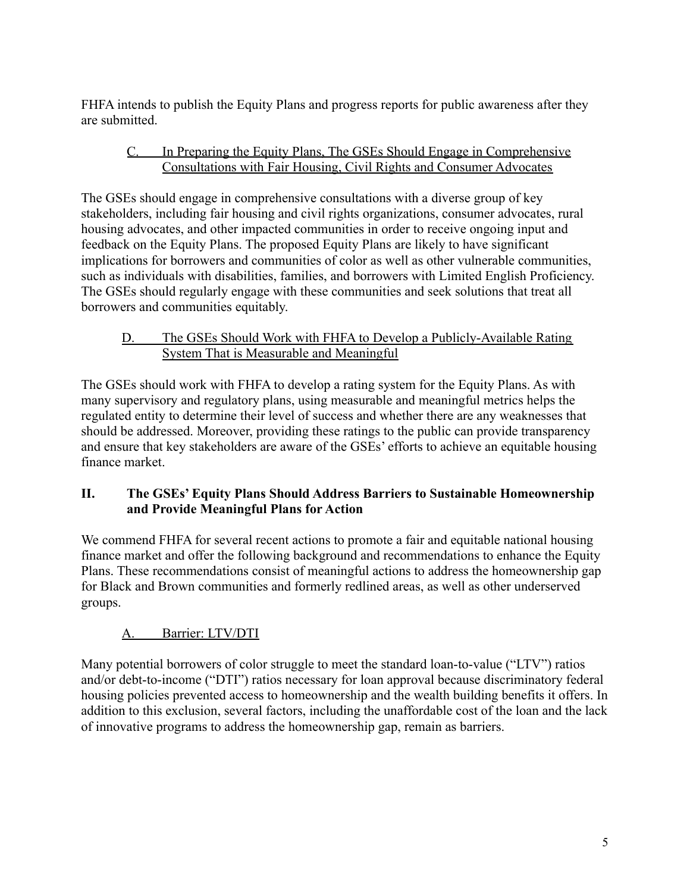FHFA intends to publish the Equity Plans and progress reports for public awareness after they are submitted.

### C. In Preparing the Equity Plans, The GSEs Should Engage in Comprehensive Consultations with Fair Housing, Civil Rights and Consumer Advocates

The GSEs should engage in comprehensive consultations with a diverse group of key stakeholders, including fair housing and civil rights organizations, consumer advocates, rural housing advocates, and other impacted communities in order to receive ongoing input and feedback on the Equity Plans. The proposed Equity Plans are likely to have significant implications for borrowers and communities of color as well as other vulnerable communities, such as individuals with disabilities, families, and borrowers with Limited English Proficiency. The GSEs should regularly engage with these communities and seek solutions that treat all borrowers and communities equitably.

### D. The GSEs Should Work with FHFA to Develop a Publicly-Available Rating System That is Measurable and Meaningful

The GSEs should work with FHFA to develop a rating system for the Equity Plans. As with many supervisory and regulatory plans, using measurable and meaningful metrics helps the regulated entity to determine their level of success and whether there are any weaknesses that should be addressed. Moreover, providing these ratings to the public can provide transparency and ensure that key stakeholders are aware of the GSEs' efforts to achieve an equitable housing finance market.

## II. The GSEs' Equity Plans Should Address Barriers to Sustainable Homeownership and Provide Meaningful Plans for Action

We commend FHFA for several recent actions to promote a fair and equitable national housing finance market and offer the following background and recommendations to enhance the Equity Plans. These recommendations consist of meaningful actions to address the homeownership gap for Black and Brown communities and formerly redlined areas, as well as other underserved groups.

### A. Barrier: LTV/DTI

Many potential borrowers of color struggle to meet the standard loan-to-value ("LTV") ratios and/or debt-to-income ("DTI") ratios necessary for loan approval because discriminatory federal housing policies prevented access to homeownership and the wealth building benefits it offers. In addition to this exclusion, several factors, including the unaffordable cost of the loan and the lack of innovative programs to address the homeownership gap, remain as barriers.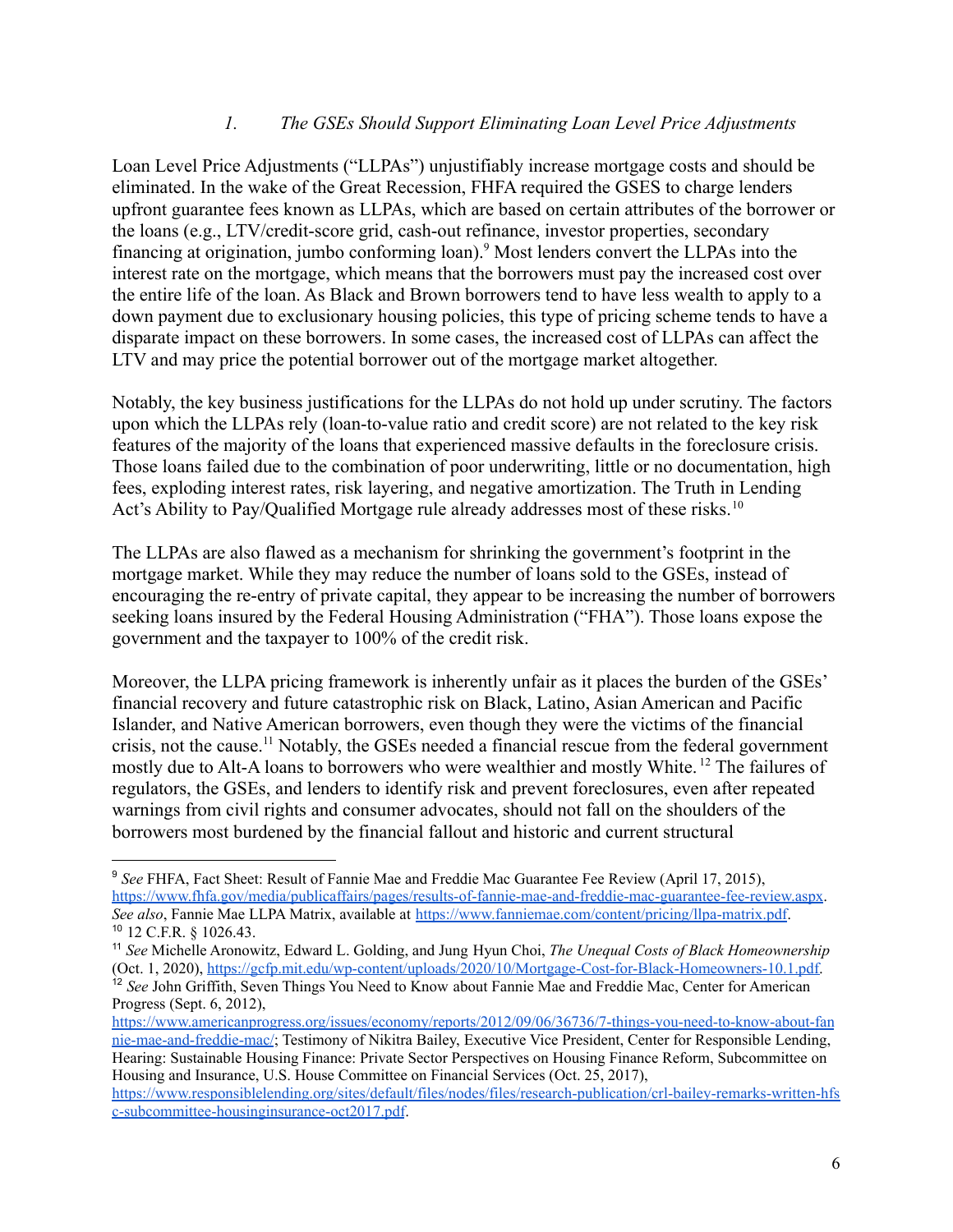### *1. The GSEs Should Support Eliminating Loan Level Price Adjustments*

Loan Level Price Adjustments ("LLPAs") unjustifiably increase mortgage costs and should be eliminated. In the wake of the Great Recession, FHFA required the GSES to charge lenders upfront guarantee fees known as LLPAs, which are based on certain attributes of the borrower or the loans (e.g., LTV/credit-score grid, cash-out refinance, investor properties, secondary financing at origination, jumbo conforming loan).[9] Most lenders convert the LLPAs into the interest rate on the mortgage, which means that the borrowers must pay the increased cost over the entire life of the loan. As Black and Brown borrowers tend to have less wealth to apply to a down payment due to exclusionary housing policies, this type of pricing scheme tends to have a disparate impact on these borrowers. In some cases, the increased cost of LLPAs can affect the LTV and may price the potential borrower out of the mortgage market altogether.

Notably, the key business justifications for the LLPAs do not hold up under scrutiny. The factors upon which the LLPAs rely (loan-to-value ratio and credit score) are not related to the key risk features of the majority of the loans that experienced massive defaults in the foreclosure crisis. Those loans failed due to the combination of poor underwriting, little or no documentation, high fees, exploding interest rates, risk layering, and negative amortization. The Truth in Lending Act's Ability to Pay/Qualified Mortgage rule already addresses most of these risks.[10]

The LLPAs are also flawed as a mechanism for shrinking the government's footprint in the mortgage market. While they may reduce the number of loans sold to the GSEs, instead of encouraging the re-entry of private capital, they appear to be increasing the number of borrowers seeking loans insured by the Federal Housing Administration ("FHA"). Those loans expose the government and the taxpayer to 100% of the credit risk.

Moreover, the LLPA pricing framework is inherently unfair as it places the burden of the GSEs' financial recovery and future catastrophic risk on Black, Latino, Asian American and Pacific Islander, and Native American borrowers, even though they were the victims of the financial crisis, not the cause.[11] Notably, the GSEs needed a financial rescue from the federal government mostly due to Alt-A loans to borrowers who were wealthier and mostly White.[12] The failures of regulators, the GSEs, and lenders to identify risk and prevent foreclosures, even after repeated warnings from civil rights and consumer advocates, should not fall on the shoulders of the borrowers most burdened by the financial fallout and historic and current structural

---

[9] *See* FHFA, Fact Sheet: Result of Fannie Mae and Freddie Mac Guarantee Fee Review (April 17, 2015), https://www.fhfa.gov/media/publicaffairs/pages/results-of-fannie-mae-and-freddie-mac-guarantee-fee-review.aspx. *See also*, Fannie Mae LLPA Matrix, available at https://www.fanniemae.com/content/pricing/llpa-matrix.pdf.

[10] 12 C.F.R. § 1026.43.

[11] *See* Michelle Aronowitz, Edward L. Golding, and Jung Hyun Choi, *The Unequal Costs of Black Homeownership* (Oct. 1, 2020), https://gcfp.mit.edu/wp-content/uploads/2020/10/Mortgage-Cost-for-Black-Homeowners-10.1.pdf.

[12] *See* John Griffith, Seven Things You Need to Know about Fannie Mae and Freddie Mac, Center for American Progress (Sept. 6, 2012), https://www.americanprogress.org/issues/economy/reports/2012/09/06/36736/7-things-you-need-to-know-about-fannie-mae-and-freddie-mac/; Testimony of Nikitra Bailey, Executive Vice President, Center for Responsible Lending, Hearing: Sustainable Housing Finance: Private Sector Perspectives on Housing Finance Reform, Subcommittee on Housing and Insurance, U.S. House Committee on Financial Services (Oct. 25, 2017), https://www.responsiblelending.org/sites/default/files/nodes/files/research-publication/crl-bailey-remarks-written-hfsc-subcommittee-housinginsurance-oct2017.pdf.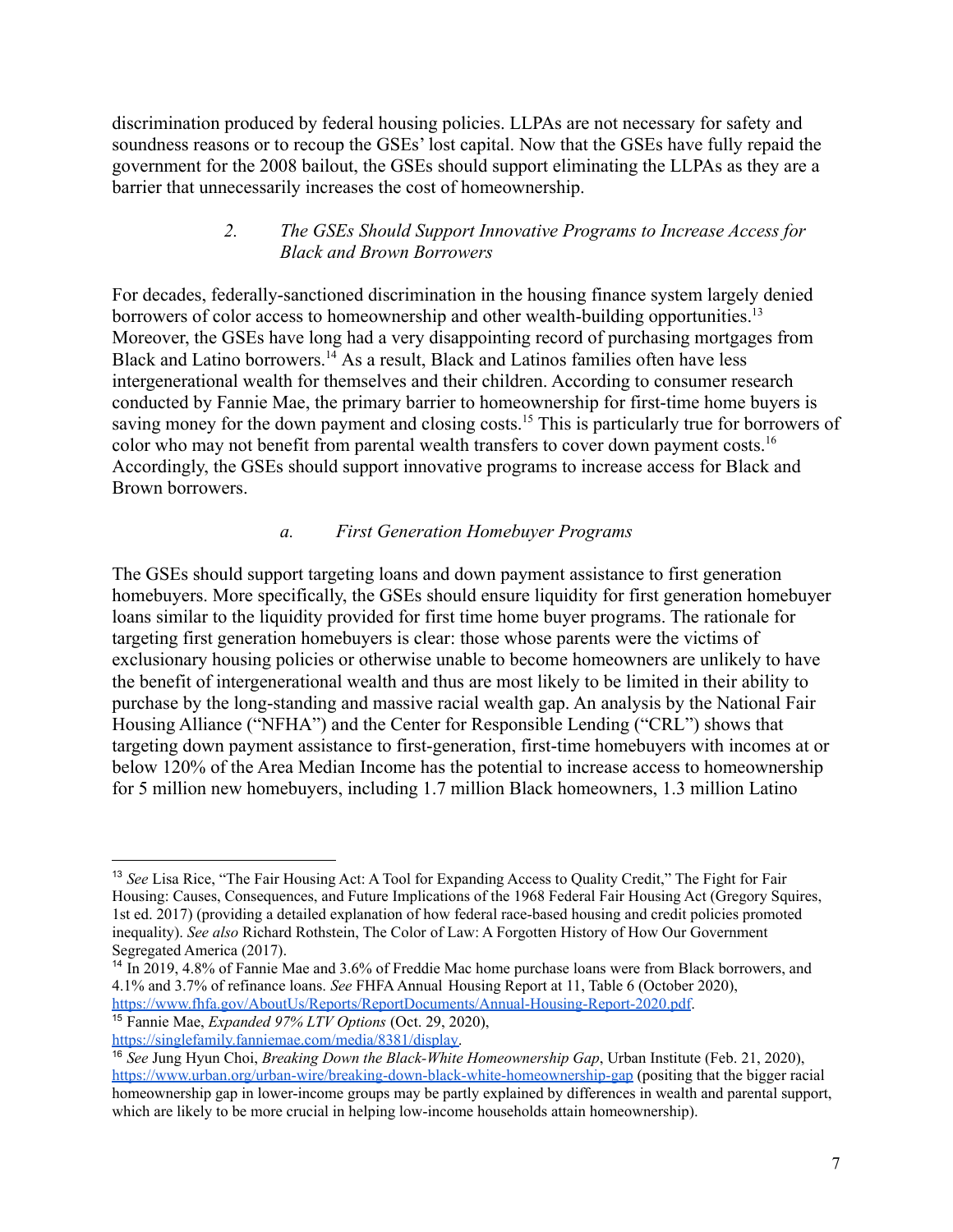discrimination produced by federal housing policies. LLPAs are not necessary for safety and soundness reasons or to recoup the GSEs' lost capital. Now that the GSEs have fully repaid the government for the 2008 bailout, the GSEs should support eliminating the LLPAs as they are a barrier that unnecessarily increases the cost of homeownership.

### *2. The GSEs Should Support Innovative Programs to Increase Access for Black and Brown Borrowers*

For decades, federally-sanctioned discrimination in the housing finance system largely denied borrowers of color access to homeownership and other wealth-building opportunities.[13] Moreover, the GSEs have long had a very disappointing record of purchasing mortgages from Black and Latino borrowers.[14] As a result, Black and Latinos families often have less intergenerational wealth for themselves and their children. According to consumer research conducted by Fannie Mae, the primary barrier to homeownership for first-time home buyers is saving money for the down payment and closing costs.[15] This is particularly true for borrowers of color who may not benefit from parental wealth transfers to cover down payment costs.[16] Accordingly, the GSEs should support innovative programs to increase access for Black and Brown borrowers.

#### *a. First Generation Homebuyer Programs*

The GSEs should support targeting loans and down payment assistance to first generation homebuyers. More specifically, the GSEs should ensure liquidity for first generation homebuyer loans similar to the liquidity provided for first time home buyer programs. The rationale for targeting first generation homebuyers is clear: those whose parents were the victims of exclusionary housing policies or otherwise unable to become homeowners are unlikely to have the benefit of intergenerational wealth and thus are most likely to be limited in their ability to purchase by the long-standing and massive racial wealth gap. An analysis by the National Fair Housing Alliance ("NFHA") and the Center for Responsible Lending ("CRL") shows that targeting down payment assistance to first-generation, first-time homebuyers with incomes at or below 120% of the Area Median Income has the potential to increase access to homeownership for 5 million new homebuyers, including 1.7 million Black homeowners, 1.3 million Latino

---

[13] *See* Lisa Rice, "The Fair Housing Act: A Tool for Expanding Access to Quality Credit," The Fight for Fair Housing: Causes, Consequences, and Future Implications of the 1968 Federal Fair Housing Act (Gregory Squires, 1st ed. 2017) (providing a detailed explanation of how federal race-based housing and credit policies promoted inequality). *See also* Richard Rothstein, The Color of Law: A Forgotten History of How Our Government Segregated America (2017).

[14] In 2019, 4.8% of Fannie Mae and 3.6% of Freddie Mac home purchase loans were from Black borrowers, and 4.1% and 3.7% of refinance loans. *See* FHFA Annual Housing Report at 11, Table 6 (October 2020), https://www.fhfa.gov/AboutUs/Reports/ReportDocuments/Annual-Housing-Report-2020.pdf.

[15] Fannie Mae, *Expanded 97% LTV Options* (Oct. 29, 2020), https://singlefamily.fanniemae.com/media/8381/display.

[16] *See* Jung Hyun Choi, *Breaking Down the Black-White Homeownership Gap*, Urban Institute (Feb. 21, 2020), https://www.urban.org/urban-wire/breaking-down-black-white-homeownership-gap (positing that the bigger racial homeownership gap in lower-income groups may be partly explained by differences in wealth and parental support, which are likely to be more crucial in helping low-income households attain homeownership).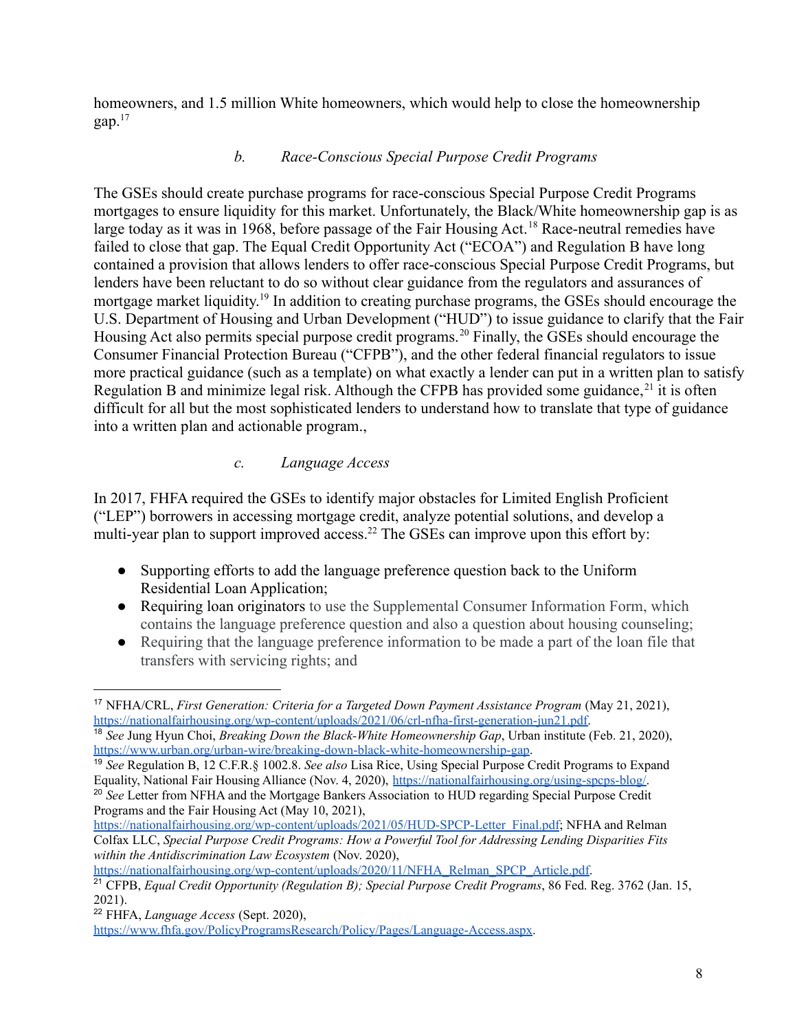homeowners, and 1.5 million White homeowners, which would help to close the homeownership gap.[17]

### *b. Race-Conscious Special Purpose Credit Programs*

The GSEs should create purchase programs for race-conscious Special Purpose Credit Programs mortgages to ensure liquidity for this market. Unfortunately, the Black/White homeownership gap is as large today as it was in 1968, before passage of the Fair Housing Act.[18] Race-neutral remedies have failed to close that gap. The Equal Credit Opportunity Act ("ECOA") and Regulation B have long contained a provision that allows lenders to offer race-conscious Special Purpose Credit Programs, but lenders have been reluctant to do so without clear guidance from the regulators and assurances of mortgage market liquidity.[19] In addition to creating purchase programs, the GSEs should encourage the U.S. Department of Housing and Urban Development ("HUD") to issue guidance to clarify that the Fair Housing Act also permits special purpose credit programs.[20] Finally, the GSEs should encourage the Consumer Financial Protection Bureau ("CFPB"), and the other federal financial regulators to issue more practical guidance (such as a template) on what exactly a lender can put in a written plan to satisfy Regulation B and minimize legal risk. Although the CFPB has provided some guidance,[21] it is often difficult for all but the most sophisticated lenders to understand how to translate that type of guidance into a written plan and actionable program.,

### *c. Language Access*

In 2017, FHFA required the GSEs to identify major obstacles for Limited English Proficient ("LEP") borrowers in accessing mortgage credit, analyze potential solutions, and develop a multi-year plan to support improved access.[22] The GSEs can improve upon this effort by:

- Supporting efforts to add the language preference question back to the Uniform Residential Loan Application;
- Requiring loan originators to use the Supplemental Consumer Information Form, which contains the language preference question and also a question about housing counseling;
- Requiring that the language preference information to be made a part of the loan file that transfers with servicing rights; and

---

[17] NFHA/CRL, *First Generation: Criteria for a Targeted Down Payment Assistance Program* (May 21, 2021), https://nationalfairhousing.org/wp-content/uploads/2021/06/crl-nfha-first-generation-jun21.pdf.

[18] *See* Jung Hyun Choi, *Breaking Down the Black-White Homeownership Gap*, Urban institute (Feb. 21, 2020), https://www.urban.org/urban-wire/breaking-down-black-white-homeownership-gap.

[19] *See* Regulation B, 12 C.F.R.§ 1002.8. *See also* Lisa Rice, Using Special Purpose Credit Programs to Expand Equality, National Fair Housing Alliance (Nov. 4, 2020), https://nationalfairhousing.org/using-spcps-blog/.

[20] *See* Letter from NFHA and the Mortgage Bankers Association to HUD regarding Special Purpose Credit Programs and the Fair Housing Act (May 10, 2021), https://nationalfairhousing.org/wp-content/uploads/2021/05/HUD-SPCP-Letter_Final.pdf; NFHA and Relman Colfax LLC, *Special Purpose Credit Programs: How a Powerful Tool for Addressing Lending Disparities Fits within the Antidiscrimination Law Ecosystem* (Nov. 2020), https://nationalfairhousing.org/wp-content/uploads/2020/11/NFHA_Relman_SPCP_Article.pdf.

[21] CFPB, *Equal Credit Opportunity (Regulation B); Special Purpose Credit Programs*, 86 Fed. Reg. 3762 (Jan. 15, 2021).

[22] FHFA, *Language Access* (Sept. 2020), https://www.fhfa.gov/PolicyProgramsResearch/Policy/Pages/Language-Access.aspx.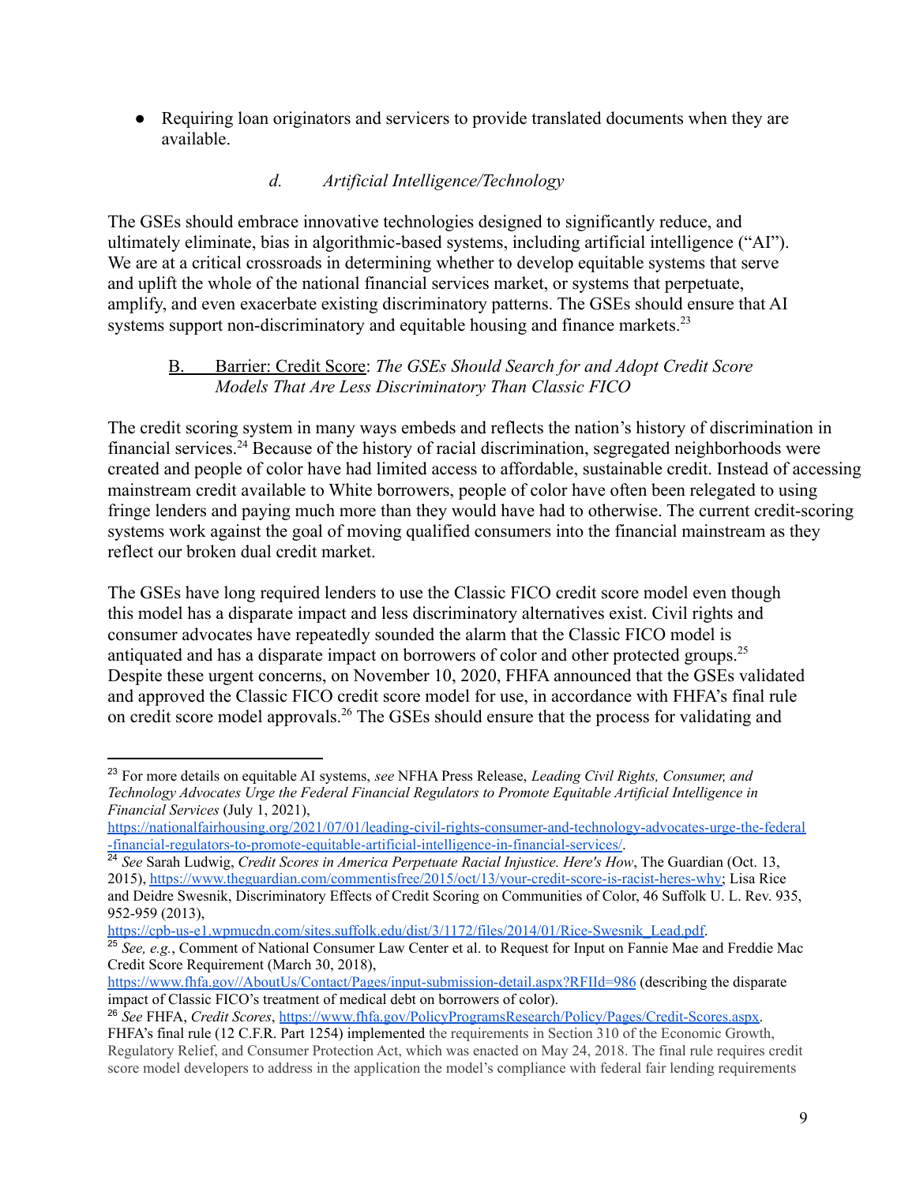- Requiring loan originators and servicers to provide translated documents when they are available.

#### *d. Artificial Intelligence/Technology*

The GSEs should embrace innovative technologies designed to significantly reduce, and ultimately eliminate, bias in algorithmic-based systems, including artificial intelligence ("AI"). We are at a critical crossroads in determining whether to develop equitable systems that serve and uplift the whole of the national financial services market, or systems that perpetuate, amplify, and even exacerbate existing discriminatory patterns. The GSEs should ensure that AI systems support non-discriminatory and equitable housing and finance markets.[23]

### B. Barrier: Credit Score: *The GSEs Should Search for and Adopt Credit Score Models That Are Less Discriminatory Than Classic FICO*

The credit scoring system in many ways embeds and reflects the nation's history of discrimination in financial services.[24] Because of the history of racial discrimination, segregated neighborhoods were created and people of color have had limited access to affordable, sustainable credit. Instead of accessing mainstream credit available to White borrowers, people of color have often been relegated to using fringe lenders and paying much more than they would have had to otherwise. The current credit-scoring systems work against the goal of moving qualified consumers into the financial mainstream as they reflect our broken dual credit market.

The GSEs have long required lenders to use the Classic FICO credit score model even though this model has a disparate impact and less discriminatory alternatives exist. Civil rights and consumer advocates have repeatedly sounded the alarm that the Classic FICO model is antiquated and has a disparate impact on borrowers of color and other protected groups.[25] Despite these urgent concerns, on November 10, 2020, FHFA announced that the GSEs validated and approved the Classic FICO credit score model for use, in accordance with FHFA's final rule on credit score model approvals.[26] The GSEs should ensure that the process for validating and

---

[23] For more details on equitable AI systems, *see* NFHA Press Release, *Leading Civil Rights, Consumer, and Technology Advocates Urge the Federal Financial Regulators to Promote Equitable Artificial Intelligence in Financial Services* (July 1, 2021), https://nationalfairhousing.org/2021/07/01/leading-civil-rights-consumer-and-technology-advocates-urge-the-federal-financial-regulators-to-promote-equitable-artificial-intelligence-in-financial-services/.

[24] *See* Sarah Ludwig, *Credit Scores in America Perpetuate Racial Injustice. Here's How*, The Guardian (Oct. 13, 2015), https://www.theguardian.com/commentisfree/2015/oct/13/your-credit-score-is-racist-heres-why; Lisa Rice and Deidre Swesnik, Discriminatory Effects of Credit Scoring on Communities of Color, 46 Suffolk U. L. Rev. 935, 952-959 (2013), https://cpb-us-e1.wpmucdn.com/sites.suffolk.edu/dist/3/1172/files/2014/01/Rice-Swesnik_Lead.pdf.

[25] *See, e.g.*, Comment of National Consumer Law Center et al. to Request for Input on Fannie Mae and Freddie Mac Credit Score Requirement (March 30, 2018), https://www.fhfa.gov//AboutUs/Contact/Pages/input-submission-detail.aspx?RFIId=986 (describing the disparate impact of Classic FICO's treatment of medical debt on borrowers of color).

[26] *See* FHFA, *Credit Scores*, https://www.fhfa.gov/PolicyProgramsResearch/Policy/Pages/Credit-Scores.aspx. FHFA's final rule (12 C.F.R. Part 1254) implemented the requirements in Section 310 of the Economic Growth, Regulatory Relief, and Consumer Protection Act, which was enacted on May 24, 2018. The final rule requires credit score model developers to address in the application the model's compliance with federal fair lending requirements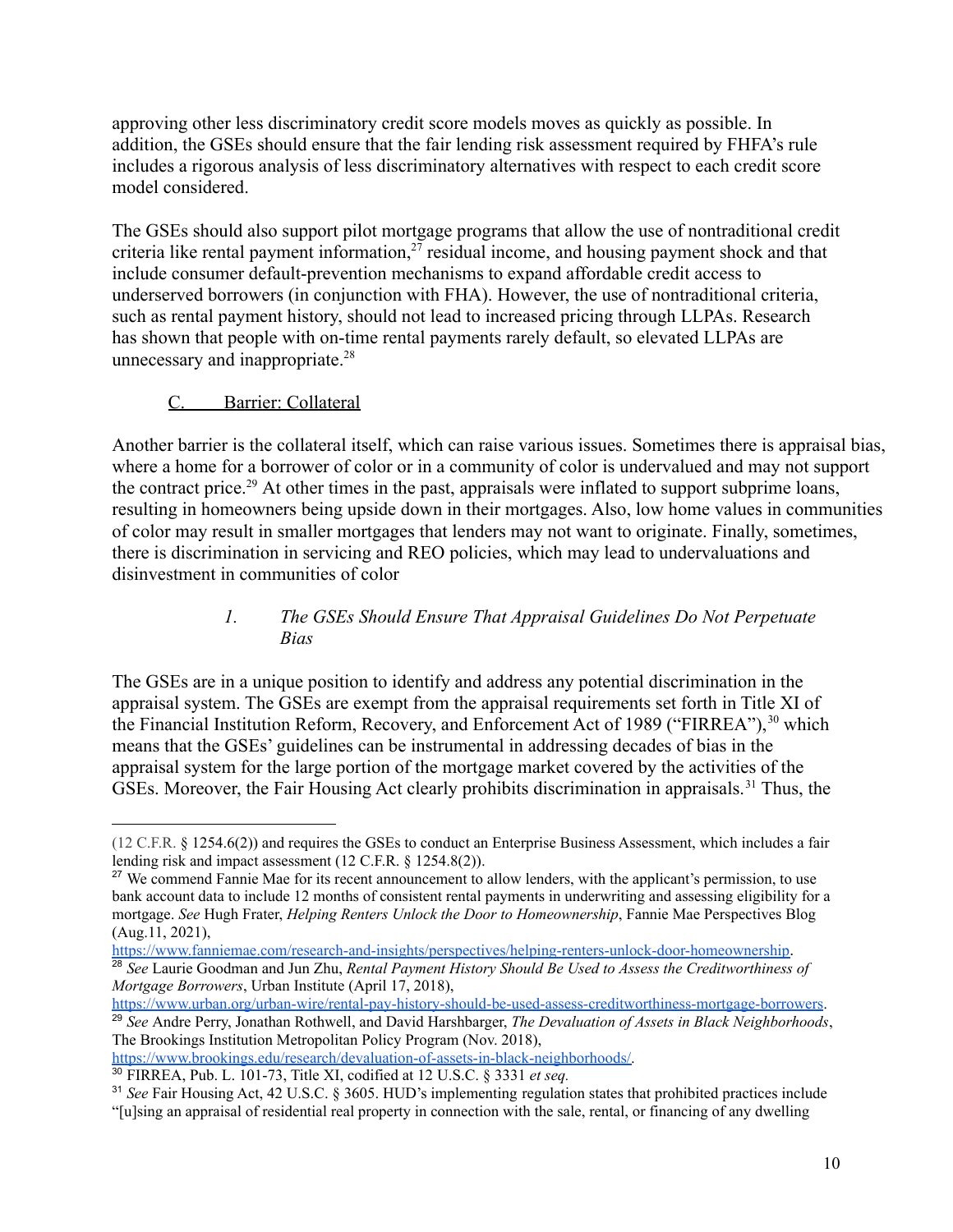approving other less discriminatory credit score models moves as quickly as possible. In addition, the GSEs should ensure that the fair lending risk assessment required by FHFA's rule includes a rigorous analysis of less discriminatory alternatives with respect to each credit score model considered.

The GSEs should also support pilot mortgage programs that allow the use of nontraditional credit criteria like rental payment information,[27] residual income, and housing payment shock and that include consumer default-prevention mechanisms to expand affordable credit access to underserved borrowers (in conjunction with FHA). However, the use of nontraditional criteria, such as rental payment history, should not lead to increased pricing through LLPAs. Research has shown that people with on-time rental payments rarely default, so elevated LLPAs are unnecessary and inappropriate.[28]

### C. Barrier: Collateral

Another barrier is the collateral itself, which can raise various issues. Sometimes there is appraisal bias, where a home for a borrower of color or in a community of color is undervalued and may not support the contract price.[29] At other times in the past, appraisals were inflated to support subprime loans, resulting in homeowners being upside down in their mortgages. Also, low home values in communities of color may result in smaller mortgages that lenders may not want to originate. Finally, sometimes, there is discrimination in servicing and REO policies, which may lead to undervaluations and disinvestment in communities of color

#### *1. The GSEs Should Ensure That Appraisal Guidelines Do Not Perpetuate Bias*

The GSEs are in a unique position to identify and address any potential discrimination in the appraisal system. The GSEs are exempt from the appraisal requirements set forth in Title XI of the Financial Institution Reform, Recovery, and Enforcement Act of 1989 ("FIRREA"),[30] which means that the GSEs' guidelines can be instrumental in addressing decades of bias in the appraisal system for the large portion of the mortgage market covered by the activities of the GSEs. Moreover, the Fair Housing Act clearly prohibits discrimination in appraisals.[31] Thus, the

---

(12 C.F.R. § 1254.6(2)) and requires the GSEs to conduct an Enterprise Business Assessment, which includes a fair lending risk and impact assessment (12 C.F.R. § 1254.8(2)).

[27] We commend Fannie Mae for its recent announcement to allow lenders, with the applicant's permission, to use bank account data to include 12 months of consistent rental payments in underwriting and assessing eligibility for a mortgage. *See* Hugh Frater, *Helping Renters Unlock the Door to Homeownership*, Fannie Mae Perspectives Blog (Aug.11, 2021), https://www.fanniemae.com/research-and-insights/perspectives/helping-renters-unlock-door-homeownership.

[28] *See* Laurie Goodman and Jun Zhu, *Rental Payment History Should Be Used to Assess the Creditworthiness of Mortgage Borrowers*, Urban Institute (April 17, 2018), https://www.urban.org/urban-wire/rental-pay-history-should-be-used-assess-creditworthiness-mortgage-borrowers.

[29] *See* Andre Perry, Jonathan Rothwell, and David Harshbarger, *The Devaluation of Assets in Black Neighborhoods*, The Brookings Institution Metropolitan Policy Program (Nov. 2018), https://www.brookings.edu/research/devaluation-of-assets-in-black-neighborhoods/.

[30] FIRREA, Pub. L. 101-73, Title XI, codified at 12 U.S.C. § 3331 *et seq.*

[31] *See* Fair Housing Act, 42 U.S.C. § 3605. HUD's implementing regulation states that prohibited practices include "[u]sing an appraisal of residential real property in connection with the sale, rental, or financing of any dwelling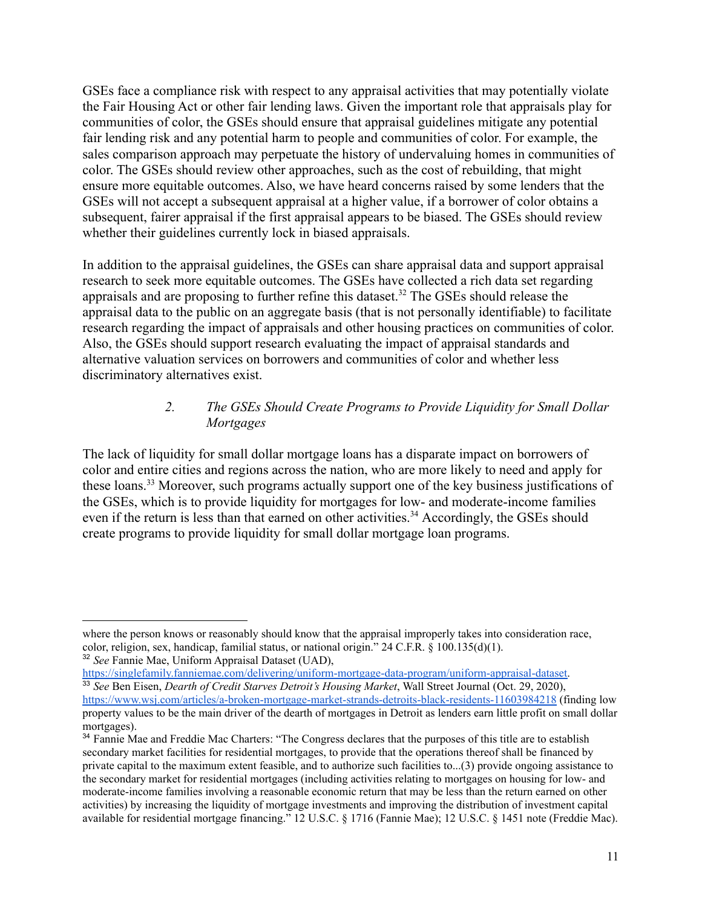GSEs face a compliance risk with respect to any appraisal activities that may potentially violate the Fair Housing Act or other fair lending laws. Given the important role that appraisals play for communities of color, the GSEs should ensure that appraisal guidelines mitigate any potential fair lending risk and any potential harm to people and communities of color. For example, the sales comparison approach may perpetuate the history of undervaluing homes in communities of color. The GSEs should review other approaches, such as the cost of rebuilding, that might ensure more equitable outcomes. Also, we have heard concerns raised by some lenders that the GSEs will not accept a subsequent appraisal at a higher value, if a borrower of color obtains a subsequent, fairer appraisal if the first appraisal appears to be biased. The GSEs should review whether their guidelines currently lock in biased appraisals.

In addition to the appraisal guidelines, the GSEs can share appraisal data and support appraisal research to seek more equitable outcomes. The GSEs have collected a rich data set regarding appraisals and are proposing to further refine this dataset.[32] The GSEs should release the appraisal data to the public on an aggregate basis (that is not personally identifiable) to facilitate research regarding the impact of appraisals and other housing practices on communities of color. Also, the GSEs should support research evaluating the impact of appraisal standards and alternative valuation services on borrowers and communities of color and whether less discriminatory alternatives exist.

### *2. The GSEs Should Create Programs to Provide Liquidity for Small Dollar Mortgages*

The lack of liquidity for small dollar mortgage loans has a disparate impact on borrowers of color and entire cities and regions across the nation, who are more likely to need and apply for these loans.[33] Moreover, such programs actually support one of the key business justifications of the GSEs, which is to provide liquidity for mortgages for low- and moderate-income families even if the return is less than that earned on other activities.[34] Accordingly, the GSEs should create programs to provide liquidity for small dollar mortgage loan programs.

---

where the person knows or reasonably should know that the appraisal improperly takes into consideration race, color, religion, sex, handicap, familial status, or national origin." 24 C.F.R. § 100.135(d)(1).

[32] *See* Fannie Mae, Uniform Appraisal Dataset (UAD), https://singlefamily.fanniemae.com/delivering/uniform-mortgage-data-program/uniform-appraisal-dataset.

[33] *See* Ben Eisen, *Dearth of Credit Starves Detroit's Housing Market*, Wall Street Journal (Oct. 29, 2020), https://www.wsj.com/articles/a-broken-mortgage-market-strands-detroits-black-residents-11603984218 (finding low property values to be the main driver of the dearth of mortgages in Detroit as lenders earn little profit on small dollar mortgages).

[34] Fannie Mae and Freddie Mac Charters: "The Congress declares that the purposes of this title are to establish secondary market facilities for residential mortgages, to provide that the operations thereof shall be financed by private capital to the maximum extent feasible, and to authorize such facilities to...(3) provide ongoing assistance to the secondary market for residential mortgages (including activities relating to mortgages on housing for low- and moderate-income families involving a reasonable economic return that may be less than the return earned on other activities) by increasing the liquidity of mortgage investments and improving the distribution of investment capital available for residential mortgage financing." 12 U.S.C. § 1716 (Fannie Mae); 12 U.S.C. § 1451 note (Freddie Mac).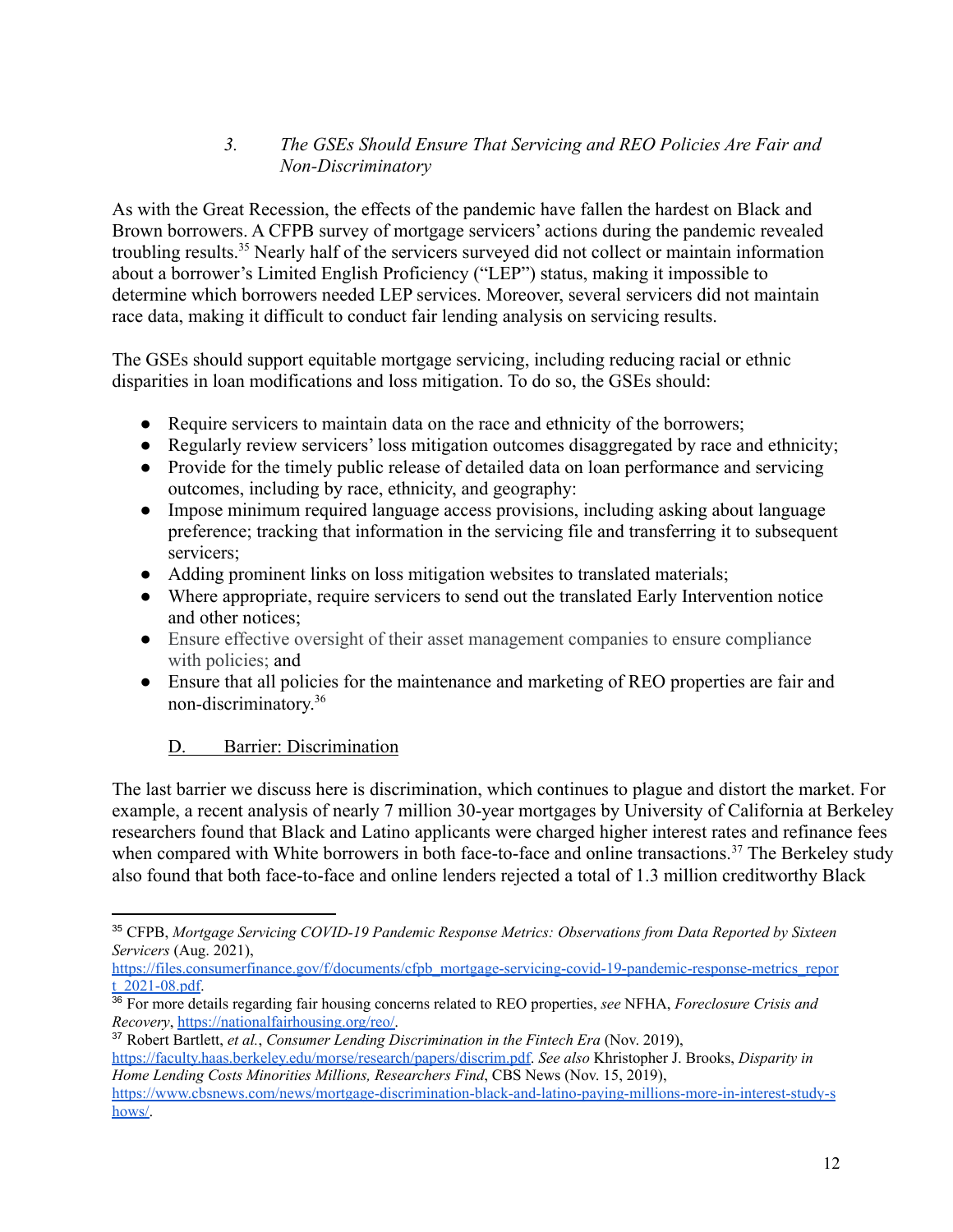### 3. *The GSEs Should Ensure That Servicing and REO Policies Are Fair and Non-Discriminatory*

As with the Great Recession, the effects of the pandemic have fallen the hardest on Black and Brown borrowers. A CFPB survey of mortgage servicers' actions during the pandemic revealed troubling results.[35] Nearly half of the servicers surveyed did not collect or maintain information about a borrower's Limited English Proficiency ("LEP") status, making it impossible to determine which borrowers needed LEP services. Moreover, several servicers did not maintain race data, making it difficult to conduct fair lending analysis on servicing results.

The GSEs should support equitable mortgage servicing, including reducing racial or ethnic disparities in loan modifications and loss mitigation. To do so, the GSEs should:

- Require servicers to maintain data on the race and ethnicity of the borrowers;
- Regularly review servicers' loss mitigation outcomes disaggregated by race and ethnicity;
- Provide for the timely public release of detailed data on loan performance and servicing outcomes, including by race, ethnicity, and geography:
- Impose minimum required language access provisions, including asking about language preference; tracking that information in the servicing file and transferring it to subsequent servicers;
- Adding prominent links on loss mitigation websites to translated materials;
- Where appropriate, require servicers to send out the translated Early Intervention notice and other notices;
- Ensure effective oversight of their asset management companies to ensure compliance with policies; and
- Ensure that all policies for the maintenance and marketing of REO properties are fair and non-discriminatory.[36]

## D. Barrier: Discrimination

The last barrier we discuss here is discrimination, which continues to plague and distort the market. For example, a recent analysis of nearly 7 million 30-year mortgages by University of California at Berkeley researchers found that Black and Latino applicants were charged higher interest rates and refinance fees when compared with White borrowers in both face-to-face and online transactions.[37] The Berkeley study also found that both face-to-face and online lenders rejected a total of 1.3 million creditworthy Black

---

[35] CFPB, *Mortgage Servicing COVID-19 Pandemic Response Metrics: Observations from Data Reported by Sixteen Servicers* (Aug. 2021), https://files.consumerfinance.gov/f/documents/cfpb_mortgage-servicing-covid-19-pandemic-response-metrics_report_2021-08.pdf.

[36] For more details regarding fair housing concerns related to REO properties, *see* NFHA, *Foreclosure Crisis and Recovery*, https://nationalfairhousing.org/reo/.

[37] Robert Bartlett, *et al.*, *Consumer Lending Discrimination in the Fintech Era* (Nov. 2019), https://faculty.haas.berkeley.edu/morse/research/papers/discrim.pdf. *See also* Khristopher J. Brooks, *Disparity in Home Lending Costs Minorities Millions, Researchers Find*, CBS News (Nov. 15, 2019), https://www.cbsnews.com/news/mortgage-discrimination-black-and-latino-paying-millions-more-in-interest-study-shows/.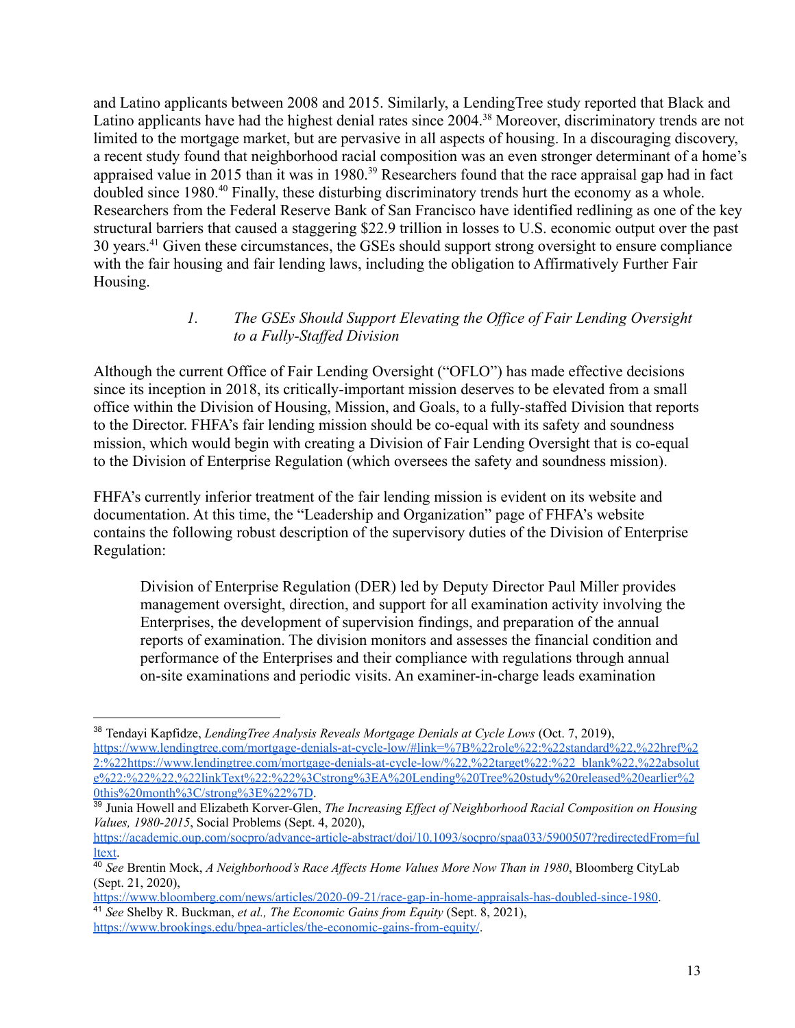and Latino applicants between 2008 and 2015. Similarly, a LendingTree study reported that Black and Latino applicants have had the highest denial rates since 2004.[38] Moreover, discriminatory trends are not limited to the mortgage market, but are pervasive in all aspects of housing. In a discouraging discovery, a recent study found that neighborhood racial composition was an even stronger determinant of a home's appraised value in 2015 than it was in 1980.[39] Researchers found that the race appraisal gap had in fact doubled since 1980.[40] Finally, these disturbing discriminatory trends hurt the economy as a whole. Researchers from the Federal Reserve Bank of San Francisco have identified redlining as one of the key structural barriers that caused a staggering $22.9 trillion in losses to U.S. economic output over the past 30 years.[41] Given these circumstances, the GSEs should support strong oversight to ensure compliance with the fair housing and fair lending laws, including the obligation to Affirmatively Further Fair Housing.

### *1. The GSEs Should Support Elevating the Office of Fair Lending Oversight to a Fully-Staffed Division*

Although the current Office of Fair Lending Oversight ("OFLO") has made effective decisions since its inception in 2018, its critically-important mission deserves to be elevated from a small office within the Division of Housing, Mission, and Goals, to a fully-staffed Division that reports to the Director. FHFA's fair lending mission should be co-equal with its safety and soundness mission, which would begin with creating a Division of Fair Lending Oversight that is co-equal to the Division of Enterprise Regulation (which oversees the safety and soundness mission).

FHFA's currently inferior treatment of the fair lending mission is evident on its website and documentation. At this time, the "Leadership and Organization" page of FHFA's website contains the following robust description of the supervisory duties of the Division of Enterprise Regulation:

> Division of Enterprise Regulation (DER) led by Deputy Director Paul Miller provides management oversight, direction, and support for all examination activity involving the Enterprises, the development of supervision findings, and preparation of the annual reports of examination. The division monitors and assesses the financial condition and performance of the Enterprises and their compliance with regulations through annual on-site examinations and periodic visits. An examiner-in-charge leads examination

---

[38] Tendayi Kapfidze, *LendingTree Analysis Reveals Mortgage Denials at Cycle Lows* (Oct. 7, 2019), https://www.lendingtree.com/mortgage-denials-at-cycle-low/#link=%7B%22role%22:%22standard%22,%22href%22:%22https://www.lendingtree.com/mortgage-denials-at-cycle-low/%22,%22target%22:%22_blank%22,%22absolute%22:%22%22,%22linkText%22:%22%3Cstrong%3EA%20Lending%20Tree%20study%20released%20earlier%20this%20month%3C/strong%3E%22%7D.

[39] Junia Howell and Elizabeth Korver-Glen, *The Increasing Effect of Neighborhood Racial Composition on Housing Values, 1980-2015*, Social Problems (Sept. 4, 2020), https://academic.oup.com/socpro/advance-article-abstract/doi/10.1093/socpro/spaa033/5900507?redirectedFrom=fulltext.

[40] *See* Brentin Mock, *A Neighborhood's Race Affects Home Values More Now Than in 1980*, Bloomberg CityLab (Sept. 21, 2020), https://www.bloomberg.com/news/articles/2020-09-21/race-gap-in-home-appraisals-has-doubled-since-1980.

[41] *See* Shelby R. Buckman, *et al., The Economic Gains from Equity* (Sept. 8, 2021), https://www.brookings.edu/bpea-articles/the-economic-gains-from-equity/.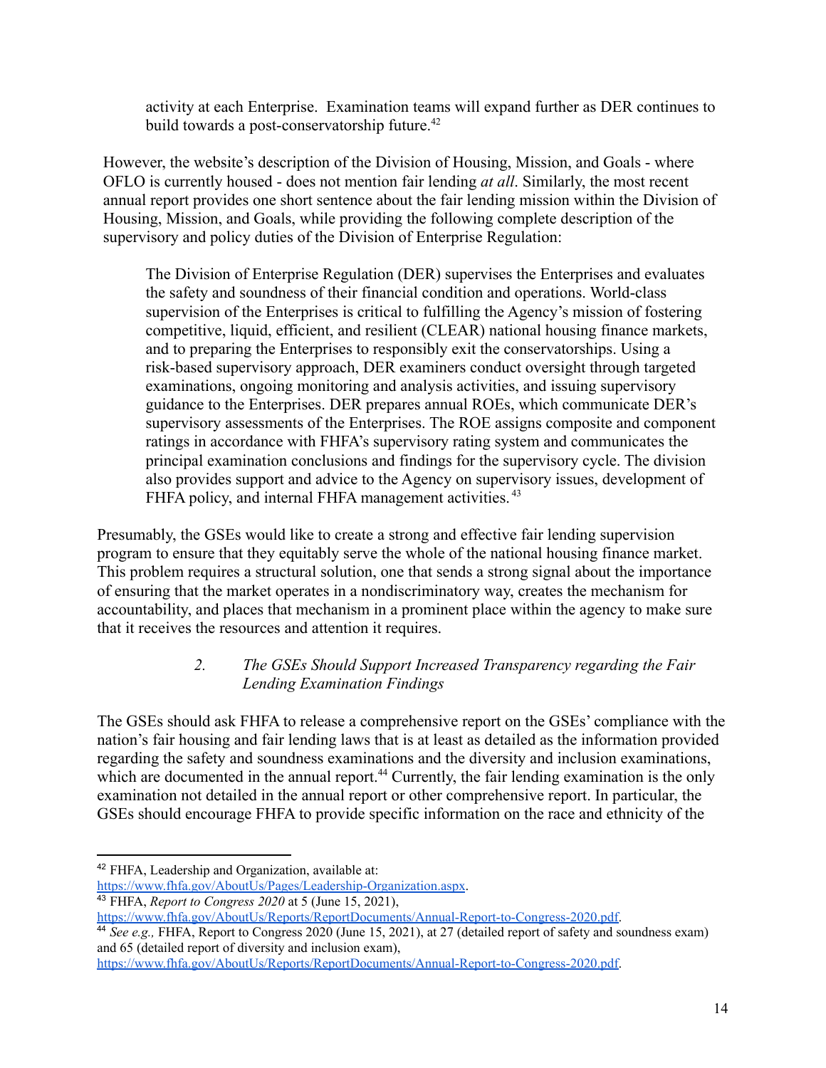> activity at each Enterprise. Examination teams will expand further as DER continues to build towards a post-conservatorship future.[42]

However, the website's description of the Division of Housing, Mission, and Goals - where OFLO is currently housed - does not mention fair lending *at all*. Similarly, the most recent annual report provides one short sentence about the fair lending mission within the Division of Housing, Mission, and Goals, while providing the following complete description of the supervisory and policy duties of the Division of Enterprise Regulation:

> The Division of Enterprise Regulation (DER) supervises the Enterprises and evaluates the safety and soundness of their financial condition and operations. World-class supervision of the Enterprises is critical to fulfilling the Agency's mission of fostering competitive, liquid, efficient, and resilient (CLEAR) national housing finance markets, and to preparing the Enterprises to responsibly exit the conservatorships. Using a risk-based supervisory approach, DER examiners conduct oversight through targeted examinations, ongoing monitoring and analysis activities, and issuing supervisory guidance to the Enterprises. DER prepares annual ROEs, which communicate DER's supervisory assessments of the Enterprises. The ROE assigns composite and component ratings in accordance with FHFA's supervisory rating system and communicates the principal examination conclusions and findings for the supervisory cycle. The division also provides support and advice to the Agency on supervisory issues, development of FHFA policy, and internal FHFA management activities.[43]

Presumably, the GSEs would like to create a strong and effective fair lending supervision program to ensure that they equitably serve the whole of the national housing finance market. This problem requires a structural solution, one that sends a strong signal about the importance of ensuring that the market operates in a nondiscriminatory way, creates the mechanism for accountability, and places that mechanism in a prominent place within the agency to make sure that it receives the resources and attention it requires.

### *2. The GSEs Should Support Increased Transparency regarding the Fair Lending Examination Findings*

The GSEs should ask FHFA to release a comprehensive report on the GSEs' compliance with the nation's fair housing and fair lending laws that is at least as detailed as the information provided regarding the safety and soundness examinations and the diversity and inclusion examinations, which are documented in the annual report.[44] Currently, the fair lending examination is the only examination not detailed in the annual report or other comprehensive report. In particular, the GSEs should encourage FHFA to provide specific information on the race and ethnicity of the

---

[42] FHFA, Leadership and Organization, available at: https://www.fhfa.gov/AboutUs/Pages/Leadership-Organization.aspx.

[43] FHFA, *Report to Congress 2020* at 5 (June 15, 2021), https://www.fhfa.gov/AboutUs/Reports/ReportDocuments/Annual-Report-to-Congress-2020.pdf.

[44] *See e.g.,* FHFA, Report to Congress 2020 (June 15, 2021), at 27 (detailed report of safety and soundness exam) and 65 (detailed report of diversity and inclusion exam), https://www.fhfa.gov/AboutUs/Reports/ReportDocuments/Annual-Report-to-Congress-2020.pdf.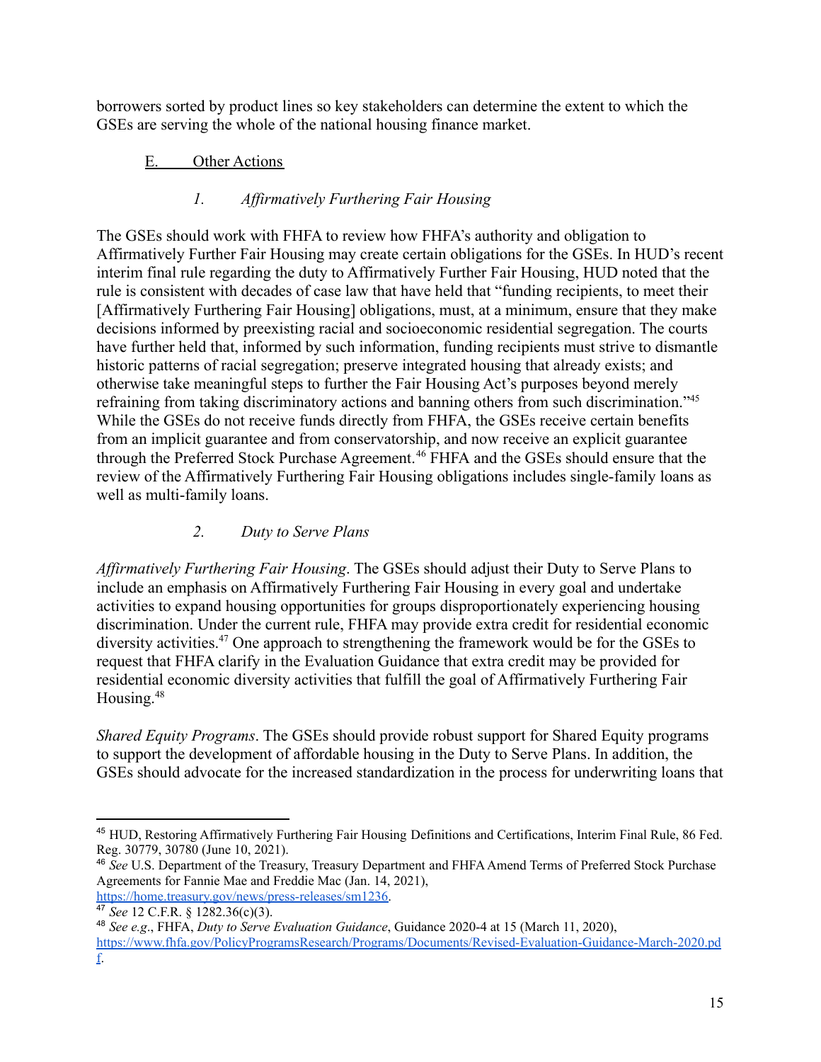borrowers sorted by product lines so key stakeholders can determine the extent to which the GSEs are serving the whole of the national housing finance market.

## E. Other Actions

### *1. Affirmatively Furthering Fair Housing*

The GSEs should work with FHFA to review how FHFA's authority and obligation to Affirmatively Further Fair Housing may create certain obligations for the GSEs. In HUD's recent interim final rule regarding the duty to Affirmatively Further Fair Housing, HUD noted that the rule is consistent with decades of case law that have held that "funding recipients, to meet their [Affirmatively Furthering Fair Housing] obligations, must, at a minimum, ensure that they make decisions informed by preexisting racial and socioeconomic residential segregation. The courts have further held that, informed by such information, funding recipients must strive to dismantle historic patterns of racial segregation; preserve integrated housing that already exists; and otherwise take meaningful steps to further the Fair Housing Act's purposes beyond merely refraining from taking discriminatory actions and banning others from such discrimination."[45] While the GSEs do not receive funds directly from FHFA, the GSEs receive certain benefits from an implicit guarantee and from conservatorship, and now receive an explicit guarantee through the Preferred Stock Purchase Agreement.[46] FHFA and the GSEs should ensure that the review of the Affirmatively Furthering Fair Housing obligations includes single-family loans as well as multi-family loans.

### *2. Duty to Serve Plans*

*Affirmatively Furthering Fair Housing*. The GSEs should adjust their Duty to Serve Plans to include an emphasis on Affirmatively Furthering Fair Housing in every goal and undertake activities to expand housing opportunities for groups disproportionately experiencing housing discrimination. Under the current rule, FHFA may provide extra credit for residential economic diversity activities.[47] One approach to strengthening the framework would be for the GSEs to request that FHFA clarify in the Evaluation Guidance that extra credit may be provided for residential economic diversity activities that fulfill the goal of Affirmatively Furthering Fair Housing.[48]

*Shared Equity Programs*. The GSEs should provide robust support for Shared Equity programs to support the development of affordable housing in the Duty to Serve Plans. In addition, the GSEs should advocate for the increased standardization in the process for underwriting loans that

---

[45] HUD, Restoring Affirmatively Furthering Fair Housing Definitions and Certifications, Interim Final Rule, 86 Fed. Reg. 30779, 30780 (June 10, 2021).

[46] *See* U.S. Department of the Treasury, Treasury Department and FHFA Amend Terms of Preferred Stock Purchase Agreements for Fannie Mae and Freddie Mac (Jan. 14, 2021), https://home.treasury.gov/news/press-releases/sm1236.

[47] *See* 12 C.F.R. § 1282.36(c)(3).

[48] *See e.g*., FHFA, *Duty to Serve Evaluation Guidance*, Guidance 2020-4 at 15 (March 11, 2020), https://www.fhfa.gov/PolicyProgramsResearch/Programs/Documents/Revised-Evaluation-Guidance-March-2020.pdf.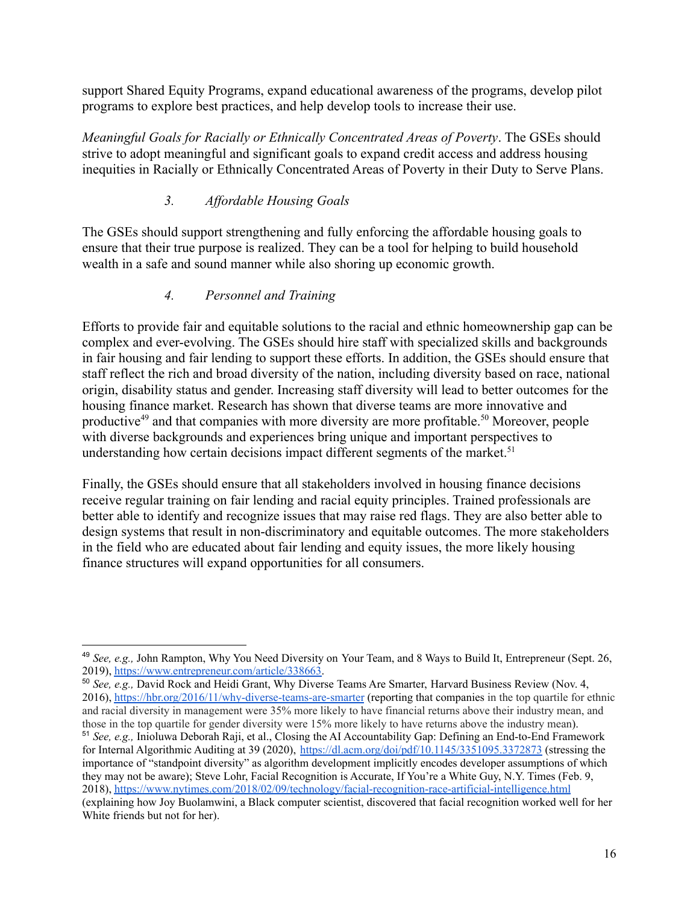support Shared Equity Programs, expand educational awareness of the programs, develop pilot programs to explore best practices, and help develop tools to increase their use.

*Meaningful Goals for Racially or Ethnically Concentrated Areas of Poverty*. The GSEs should strive to adopt meaningful and significant goals to expand credit access and address housing inequities in Racially or Ethnically Concentrated Areas of Poverty in their Duty to Serve Plans.

### *3. Affordable Housing Goals*

The GSEs should support strengthening and fully enforcing the affordable housing goals to ensure that their true purpose is realized. They can be a tool for helping to build household wealth in a safe and sound manner while also shoring up economic growth.

### *4. Personnel and Training*

Efforts to provide fair and equitable solutions to the racial and ethnic homeownership gap can be complex and ever-evolving. The GSEs should hire staff with specialized skills and backgrounds in fair housing and fair lending to support these efforts. In addition, the GSEs should ensure that staff reflect the rich and broad diversity of the nation, including diversity based on race, national origin, disability status and gender. Increasing staff diversity will lead to better outcomes for the housing finance market. Research has shown that diverse teams are more innovative and productive[49] and that companies with more diversity are more profitable.[50] Moreover, people with diverse backgrounds and experiences bring unique and important perspectives to understanding how certain decisions impact different segments of the market.[51]

Finally, the GSEs should ensure that all stakeholders involved in housing finance decisions receive regular training on fair lending and racial equity principles. Trained professionals are better able to identify and recognize issues that may raise red flags. They are also better able to design systems that result in non-discriminatory and equitable outcomes. The more stakeholders in the field who are educated about fair lending and equity issues, the more likely housing finance structures will expand opportunities for all consumers.

---

[49] *See, e.g.,* John Rampton, Why You Need Diversity on Your Team, and 8 Ways to Build It, Entrepreneur (Sept. 26, 2019), https://www.entrepreneur.com/article/338663.

[50] *See, e.g.,* David Rock and Heidi Grant, Why Diverse Teams Are Smarter, Harvard Business Review (Nov. 4, 2016), https://hbr.org/2016/11/why-diverse-teams-are-smarter (reporting that companies in the top quartile for ethnic and racial diversity in management were 35% more likely to have financial returns above their industry mean, and those in the top quartile for gender diversity were 15% more likely to have returns above the industry mean).

[51] *See, e.g.,* Inioluwa Deborah Raji, et al., Closing the AI Accountability Gap: Defining an End-to-End Framework for Internal Algorithmic Auditing at 39 (2020), https://dl.acm.org/doi/pdf/10.1145/3351095.3372873 (stressing the importance of "standpoint diversity" as algorithm development implicitly encodes developer assumptions of which they may not be aware); Steve Lohr, Facial Recognition is Accurate, If You're a White Guy, N.Y. Times (Feb. 9, 2018), https://www.nytimes.com/2018/02/09/technology/facial-recognition-race-artificial-intelligence.html (explaining how Joy Buolamwini, a Black computer scientist, discovered that facial recognition worked well for her White friends but not for her).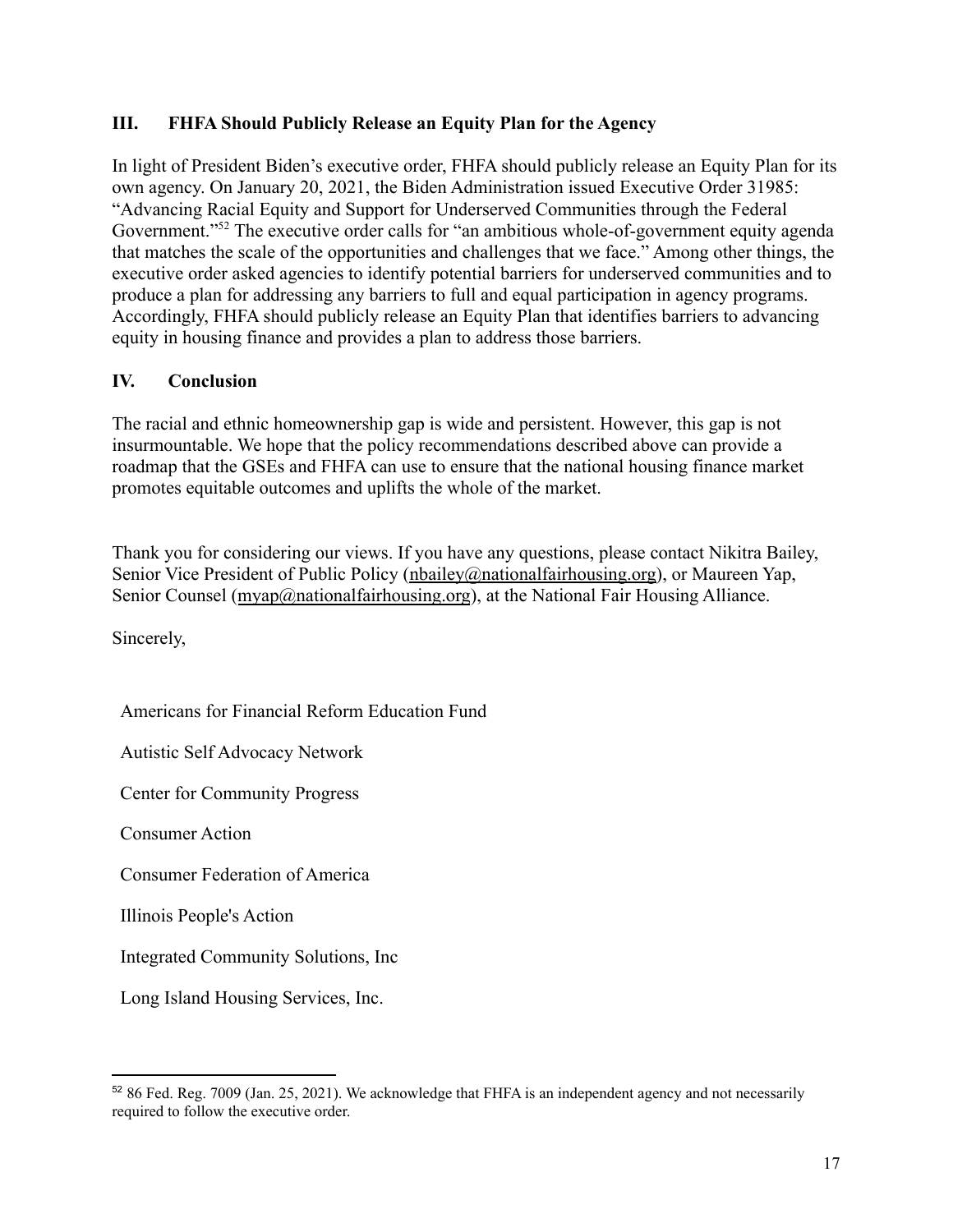## III. FHFA Should Publicly Release an Equity Plan for the Agency

In light of President Biden's executive order, FHFA should publicly release an Equity Plan for its own agency. On January 20, 2021, the Biden Administration issued Executive Order 31985: "Advancing Racial Equity and Support for Underserved Communities through the Federal Government."[52] The executive order calls for "an ambitious whole-of-government equity agenda that matches the scale of the opportunities and challenges that we face." Among other things, the executive order asked agencies to identify potential barriers for underserved communities and to produce a plan for addressing any barriers to full and equal participation in agency programs. Accordingly, FHFA should publicly release an Equity Plan that identifies barriers to advancing equity in housing finance and provides a plan to address those barriers.

## IV. Conclusion

The racial and ethnic homeownership gap is wide and persistent. However, this gap is not insurmountable. We hope that the policy recommendations described above can provide a roadmap that the GSEs and FHFA can use to ensure that the national housing finance market promotes equitable outcomes and uplifts the whole of the market.

Thank you for considering our views. If you have any questions, please contact Nikitra Bailey, Senior Vice President of Public Policy (nbailey@nationalfairhousing.org), or Maureen Yap, Senior Counsel (myap@nationalfairhousing.org), at the National Fair Housing Alliance.

Sincerely,

Americans for Financial Reform Education Fund

Autistic Self Advocacy Network

Center for Community Progress

Consumer Action

Consumer Federation of America

Illinois People's Action

Integrated Community Solutions, Inc

Long Island Housing Services, Inc.

---

[52] 86 Fed. Reg. 7009 (Jan. 25, 2021). We acknowledge that FHFA is an independent agency and not necessarily required to follow the executive order.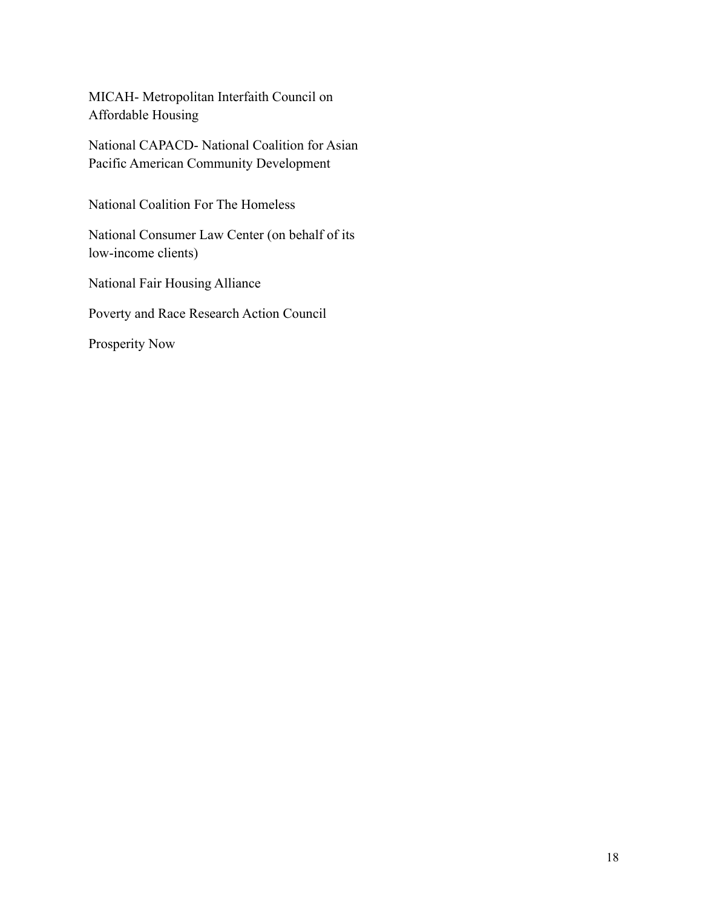MICAH- Metropolitan Interfaith Council on Affordable Housing

National CAPACD- National Coalition for Asian Pacific American Community Development

National Coalition For The Homeless

National Consumer Law Center (on behalf of its low-income clients)

National Fair Housing Alliance

Poverty and Race Research Action Council

Prosperity Now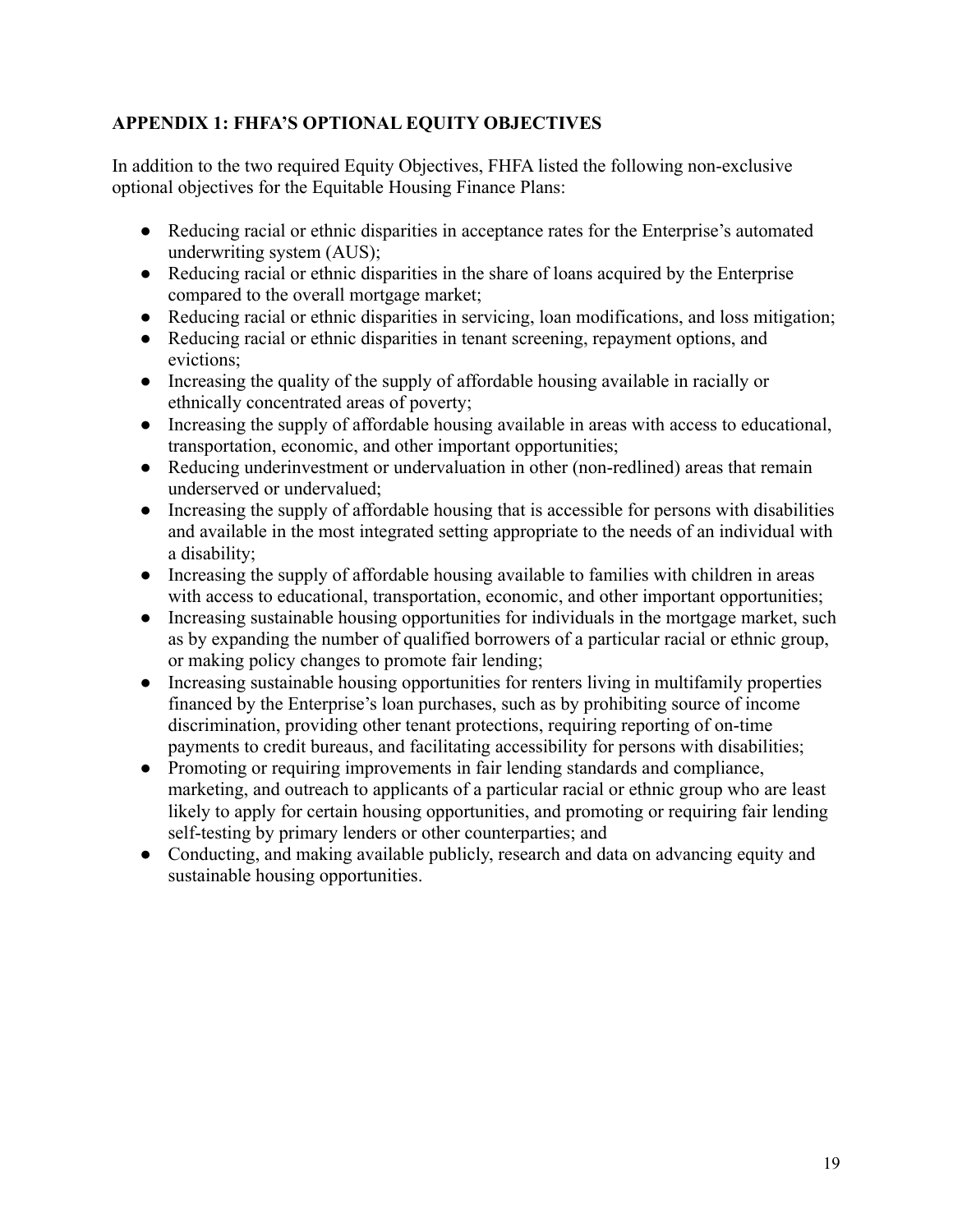## APPENDIX 1: FHFA'S OPTIONAL EQUITY OBJECTIVES

In addition to the two required Equity Objectives, FHFA listed the following non-exclusive optional objectives for the Equitable Housing Finance Plans:

- Reducing racial or ethnic disparities in acceptance rates for the Enterprise's automated underwriting system (AUS);
- Reducing racial or ethnic disparities in the share of loans acquired by the Enterprise compared to the overall mortgage market;
- Reducing racial or ethnic disparities in servicing, loan modifications, and loss mitigation;
- Reducing racial or ethnic disparities in tenant screening, repayment options, and evictions;
- Increasing the quality of the supply of affordable housing available in racially or ethnically concentrated areas of poverty;
- Increasing the supply of affordable housing available in areas with access to educational, transportation, economic, and other important opportunities;
- Reducing underinvestment or undervaluation in other (non-redlined) areas that remain underserved or undervalued;
- Increasing the supply of affordable housing that is accessible for persons with disabilities and available in the most integrated setting appropriate to the needs of an individual with a disability;
- Increasing the supply of affordable housing available to families with children in areas with access to educational, transportation, economic, and other important opportunities;
- Increasing sustainable housing opportunities for individuals in the mortgage market, such as by expanding the number of qualified borrowers of a particular racial or ethnic group, or making policy changes to promote fair lending;
- Increasing sustainable housing opportunities for renters living in multifamily properties financed by the Enterprise's loan purchases, such as by prohibiting source of income discrimination, providing other tenant protections, requiring reporting of on-time payments to credit bureaus, and facilitating accessibility for persons with disabilities;
- Promoting or requiring improvements in fair lending standards and compliance, marketing, and outreach to applicants of a particular racial or ethnic group who are least likely to apply for certain housing opportunities, and promoting or requiring fair lending self-testing by primary lenders or other counterparties; and
- Conducting, and making available publicly, research and data on advancing equity and sustainable housing opportunities.